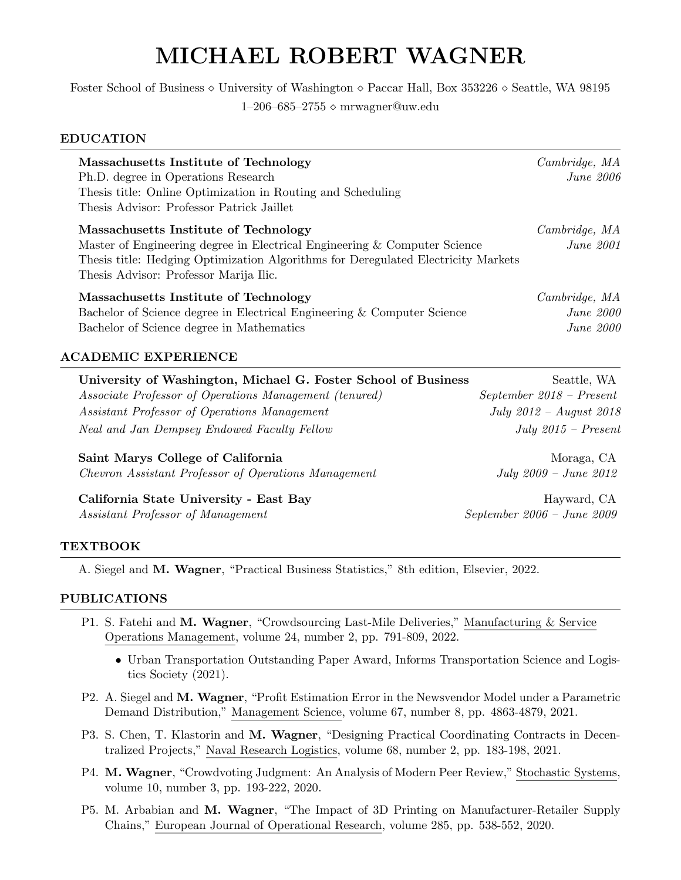# MICHAEL ROBERT WAGNER

Foster School of Business ⋄ University of Washington ⋄ Paccar Hall, Box 353226 ⋄ Seattle, WA 98195

1–206–685–2755 ⋄ mrwagner@uw.edu

## EDUCATION

**Massachusetts Institute of Technology** — *Cambridge, MA*
Ph.D. degree in Operations Research — *June 2006*
Thesis title: Online Optimization in Routing and Scheduling
Thesis Advisor: Professor Patrick Jaillet

**Massachusetts Institute of Technology** — *Cambridge, MA*
Master of Engineering degree in Electrical Engineering & Computer Science — *June 2001*
Thesis title: Hedging Optimization Algorithms for Deregulated Electricity Markets
Thesis Advisor: Professor Marija Ilic.

**Massachusetts Institute of Technology** — *Cambridge, MA*
Bachelor of Science degree in Electrical Engineering & Computer Science — *June 2000*
Bachelor of Science degree in Mathematics — *June 2000*

## ACADEMIC EXPERIENCE

**University of Washington, Michael G. Foster School of Business** — Seattle, WA
*Associate Professor of Operations Management (tenured)* — *September 2018 – Present*
*Assistant Professor of Operations Management* — *July 2012 – August 2018*
*Neal and Jan Dempsey Endowed Faculty Fellow* — *July 2015 – Present*

**Saint Marys College of California** — Moraga, CA
*Chevron Assistant Professor of Operations Management* — *July 2009 – June 2012*

**California State University - East Bay** — Hayward, CA
*Assistant Professor of Management* — *September 2006 – June 2009*

## TEXTBOOK

A. Siegel and **M. Wagner**, "Practical Business Statistics," 8th edition, Elsevier, 2022.

## PUBLICATIONS

P1. S. Fatehi and **M. Wagner**, "Crowdsourcing Last-Mile Deliveries," Manufacturing & Service Operations Management, volume 24, number 2, pp. 791-809, 2022.

- Urban Transportation Outstanding Paper Award, Informs Transportation Science and Logistics Society (2021).

P2. A. Siegel and **M. Wagner**, "Profit Estimation Error in the Newsvendor Model under a Parametric Demand Distribution," Management Science, volume 67, number 8, pp. 4863-4879, 2021.

P3. S. Chen, T. Klastorin and **M. Wagner**, "Designing Practical Coordinating Contracts in Decentralized Projects," Naval Research Logistics, volume 68, number 2, pp. 183-198, 2021.

P4. **M. Wagner**, "Crowdvoting Judgment: An Analysis of Modern Peer Review," Stochastic Systems, volume 10, number 3, pp. 193-222, 2020.

P5. M. Arbabian and **M. Wagner**, "The Impact of 3D Printing on Manufacturer-Retailer Supply Chains," European Journal of Operational Research, volume 285, pp. 538-552, 2020.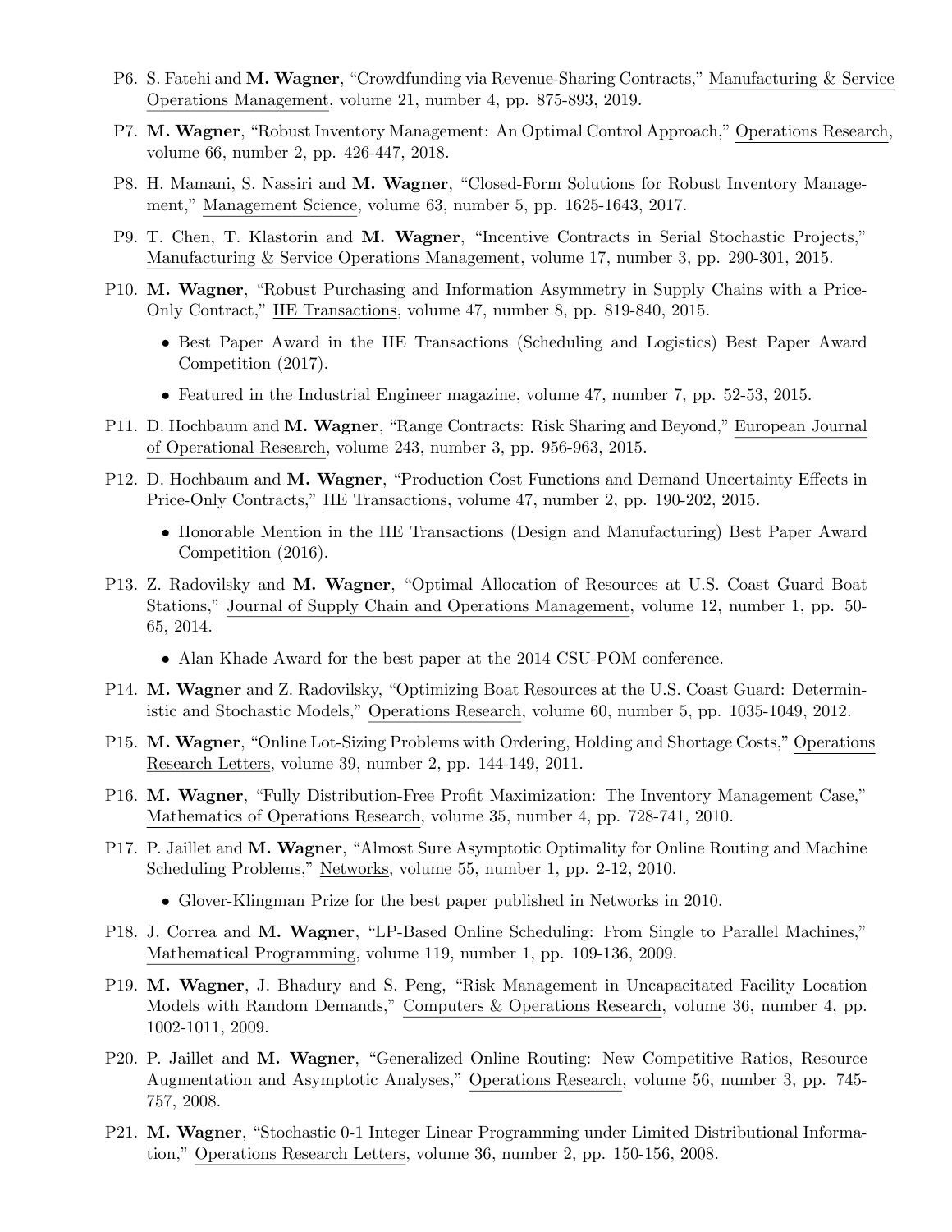- P6. S. Fatehi and **M. Wagner**, "Crowdfunding via Revenue-Sharing Contracts," Manufacturing & Service Operations Management, volume 21, number 4, pp. 875-893, 2019.
- P7. **M. Wagner**, "Robust Inventory Management: An Optimal Control Approach," Operations Research, volume 66, number 2, pp. 426-447, 2018.
- P8. H. Mamani, S. Nassiri and **M. Wagner**, "Closed-Form Solutions for Robust Inventory Management," Management Science, volume 63, number 5, pp. 1625-1643, 2017.
- P9. T. Chen, T. Klastorin and **M. Wagner**, "Incentive Contracts in Serial Stochastic Projects," Manufacturing & Service Operations Management, volume 17, number 3, pp. 290-301, 2015.
- P10. **M. Wagner**, "Robust Purchasing and Information Asymmetry in Supply Chains with a Price-Only Contract," IIE Transactions, volume 47, number 8, pp. 819-840, 2015.
  - Best Paper Award in the IIE Transactions (Scheduling and Logistics) Best Paper Award Competition (2017).
  - Featured in the Industrial Engineer magazine, volume 47, number 7, pp. 52-53, 2015.
- P11. D. Hochbaum and **M. Wagner**, "Range Contracts: Risk Sharing and Beyond," European Journal of Operational Research, volume 243, number 3, pp. 956-963, 2015.
- P12. D. Hochbaum and **M. Wagner**, "Production Cost Functions and Demand Uncertainty Effects in Price-Only Contracts," IIE Transactions, volume 47, number 2, pp. 190-202, 2015.
  - Honorable Mention in the IIE Transactions (Design and Manufacturing) Best Paper Award Competition (2016).
- P13. Z. Radovilsky and **M. Wagner**, "Optimal Allocation of Resources at U.S. Coast Guard Boat Stations," Journal of Supply Chain and Operations Management, volume 12, number 1, pp. 50-65, 2014.
  - Alan Khade Award for the best paper at the 2014 CSU-POM conference.
- P14. **M. Wagner** and Z. Radovilsky, "Optimizing Boat Resources at the U.S. Coast Guard: Deterministic and Stochastic Models," Operations Research, volume 60, number 5, pp. 1035-1049, 2012.
- P15. **M. Wagner**, "Online Lot-Sizing Problems with Ordering, Holding and Shortage Costs," Operations Research Letters, volume 39, number 2, pp. 144-149, 2011.
- P16. **M. Wagner**, "Fully Distribution-Free Profit Maximization: The Inventory Management Case," Mathematics of Operations Research, volume 35, number 4, pp. 728-741, 2010.
- P17. P. Jaillet and **M. Wagner**, "Almost Sure Asymptotic Optimality for Online Routing and Machine Scheduling Problems," Networks, volume 55, number 1, pp. 2-12, 2010.
  - Glover-Klingman Prize for the best paper published in Networks in 2010.
- P18. J. Correa and **M. Wagner**, "LP-Based Online Scheduling: From Single to Parallel Machines," Mathematical Programming, volume 119, number 1, pp. 109-136, 2009.
- P19. **M. Wagner**, J. Bhadury and S. Peng, "Risk Management in Uncapacitated Facility Location Models with Random Demands," Computers & Operations Research, volume 36, number 4, pp. 1002-1011, 2009.
- P20. P. Jaillet and **M. Wagner**, "Generalized Online Routing: New Competitive Ratios, Resource Augmentation and Asymptotic Analyses," Operations Research, volume 56, number 3, pp. 745-757, 2008.
- P21. **M. Wagner**, "Stochastic 0-1 Integer Linear Programming under Limited Distributional Information," Operations Research Letters, volume 36, number 2, pp. 150-156, 2008.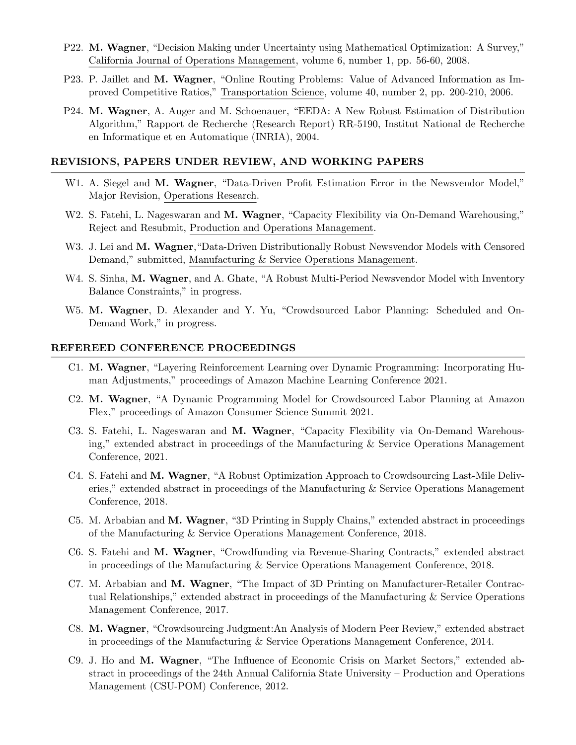P22. **M. Wagner**, "Decision Making under Uncertainty using Mathematical Optimization: A Survey," California Journal of Operations Management, volume 6, number 1, pp. 56-60, 2008.

P23. P. Jaillet and **M. Wagner**, "Online Routing Problems: Value of Advanced Information as Improved Competitive Ratios," Transportation Science, volume 40, number 2, pp. 200-210, 2006.

P24. **M. Wagner**, A. Auger and M. Schoenauer, "EEDA: A New Robust Estimation of Distribution Algorithm," Rapport de Recherche (Research Report) RR-5190, Institut National de Recherche en Informatique et en Automatique (INRIA), 2004.

## REVISIONS, PAPERS UNDER REVIEW, AND WORKING PAPERS

W1. A. Siegel and **M. Wagner**, "Data-Driven Profit Estimation Error in the Newsvendor Model," Major Revision, Operations Research.

W2. S. Fatehi, L. Nageswaran and **M. Wagner**, "Capacity Flexibility via On-Demand Warehousing," Reject and Resubmit, Production and Operations Management.

W3. J. Lei and **M. Wagner**,"Data-Driven Distributionally Robust Newsvendor Models with Censored Demand," submitted, Manufacturing & Service Operations Management.

W4. S. Sinha, **M. Wagner**, and A. Ghate, "A Robust Multi-Period Newsvendor Model with Inventory Balance Constraints," in progress.

W5. **M. Wagner**, D. Alexander and Y. Yu, "Crowdsourced Labor Planning: Scheduled and On-Demand Work," in progress.

## REFEREED CONFERENCE PROCEEDINGS

C1. **M. Wagner**, "Layering Reinforcement Learning over Dynamic Programming: Incorporating Human Adjustments," proceedings of Amazon Machine Learning Conference 2021.

C2. **M. Wagner**, "A Dynamic Programming Model for Crowdsourced Labor Planning at Amazon Flex," proceedings of Amazon Consumer Science Summit 2021.

C3. S. Fatehi, L. Nageswaran and **M. Wagner**, "Capacity Flexibility via On-Demand Warehousing," extended abstract in proceedings of the Manufacturing & Service Operations Management Conference, 2021.

C4. S. Fatehi and **M. Wagner**, "A Robust Optimization Approach to Crowdsourcing Last-Mile Deliveries," extended abstract in proceedings of the Manufacturing & Service Operations Management Conference, 2018.

C5. M. Arbabian and **M. Wagner**, "3D Printing in Supply Chains," extended abstract in proceedings of the Manufacturing & Service Operations Management Conference, 2018.

C6. S. Fatehi and **M. Wagner**, "Crowdfunding via Revenue-Sharing Contracts," extended abstract in proceedings of the Manufacturing & Service Operations Management Conference, 2018.

C7. M. Arbabian and **M. Wagner**, "The Impact of 3D Printing on Manufacturer-Retailer Contractual Relationships," extended abstract in proceedings of the Manufacturing & Service Operations Management Conference, 2017.

C8. **M. Wagner**, "Crowdsourcing Judgment:An Analysis of Modern Peer Review," extended abstract in proceedings of the Manufacturing & Service Operations Management Conference, 2014.

C9. J. Ho and **M. Wagner**, "The Influence of Economic Crisis on Market Sectors," extended abstract in proceedings of the 24th Annual California State University – Production and Operations Management (CSU-POM) Conference, 2012.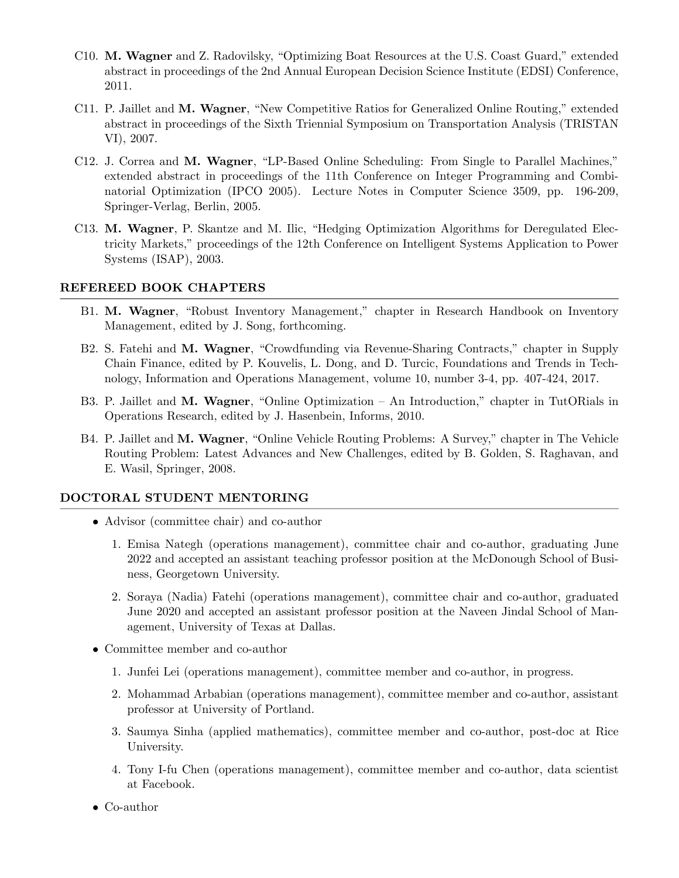C10. **M. Wagner** and Z. Radovilsky, "Optimizing Boat Resources at the U.S. Coast Guard," extended abstract in proceedings of the 2nd Annual European Decision Science Institute (EDSI) Conference, 2011.

C11. P. Jaillet and **M. Wagner**, "New Competitive Ratios for Generalized Online Routing," extended abstract in proceedings of the Sixth Triennial Symposium on Transportation Analysis (TRISTAN VI), 2007.

C12. J. Correa and **M. Wagner**, "LP-Based Online Scheduling: From Single to Parallel Machines," extended abstract in proceedings of the 11th Conference on Integer Programming and Combinatorial Optimization (IPCO 2005). Lecture Notes in Computer Science 3509, pp. 196-209, Springer-Verlag, Berlin, 2005.

C13. **M. Wagner**, P. Skantze and M. Ilic, "Hedging Optimization Algorithms for Deregulated Electricity Markets," proceedings of the 12th Conference on Intelligent Systems Application to Power Systems (ISAP), 2003.

## REFEREED BOOK CHAPTERS

B1. **M. Wagner**, "Robust Inventory Management," chapter in Research Handbook on Inventory Management, edited by J. Song, forthcoming.

B2. S. Fatehi and **M. Wagner**, "Crowdfunding via Revenue-Sharing Contracts," chapter in Supply Chain Finance, edited by P. Kouvelis, L. Dong, and D. Turcic, Foundations and Trends in Technology, Information and Operations Management, volume 10, number 3-4, pp. 407-424, 2017.

B3. P. Jaillet and **M. Wagner**, "Online Optimization – An Introduction," chapter in TutORials in Operations Research, edited by J. Hasenbein, Informs, 2010.

B4. P. Jaillet and **M. Wagner**, "Online Vehicle Routing Problems: A Survey," chapter in The Vehicle Routing Problem: Latest Advances and New Challenges, edited by B. Golden, S. Raghavan, and E. Wasil, Springer, 2008.

## DOCTORAL STUDENT MENTORING

- Advisor (committee chair) and co-author
  1. Emisa Nategh (operations management), committee chair and co-author, graduating June 2022 and accepted an assistant teaching professor position at the McDonough School of Business, Georgetown University.
  2. Soraya (Nadia) Fatehi (operations management), committee chair and co-author, graduated June 2020 and accepted an assistant professor position at the Naveen Jindal School of Management, University of Texas at Dallas.
- Committee member and co-author
  1. Junfei Lei (operations management), committee member and co-author, in progress.
  2. Mohammad Arbabian (operations management), committee member and co-author, assistant professor at University of Portland.
  3. Saumya Sinha (applied mathematics), committee member and co-author, post-doc at Rice University.
  4. Tony I-fu Chen (operations management), committee member and co-author, data scientist at Facebook.
- Co-author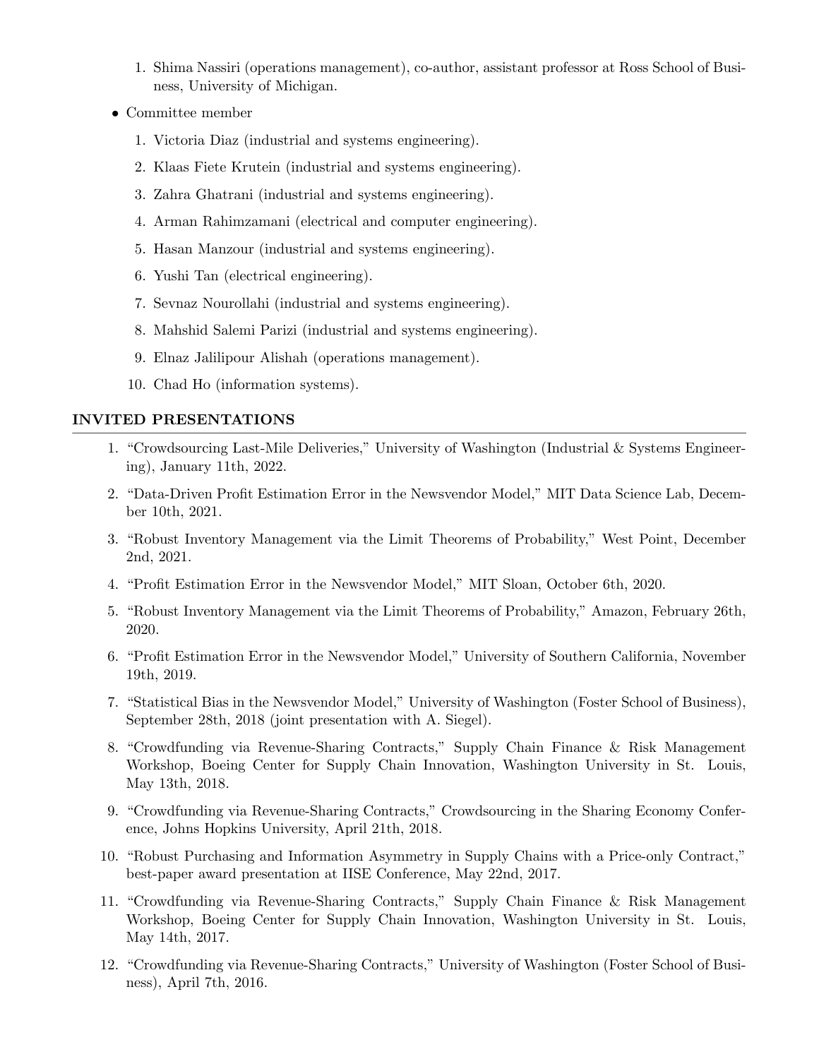1. Shima Nassiri (operations management), co-author, assistant professor at Ross School of Business, University of Michigan.

- Committee member
  1. Victoria Diaz (industrial and systems engineering).
  2. Klaas Fiete Krutein (industrial and systems engineering).
  3. Zahra Ghatrani (industrial and systems engineering).
  4. Arman Rahimzamani (electrical and computer engineering).
  5. Hasan Manzour (industrial and systems engineering).
  6. Yushi Tan (electrical engineering).
  7. Sevnaz Nourollahi (industrial and systems engineering).
  8. Mahshid Salemi Parizi (industrial and systems engineering).
  9. Elnaz Jalilipour Alishah (operations management).
  10. Chad Ho (information systems).

## INVITED PRESENTATIONS

1. "Crowdsourcing Last-Mile Deliveries," University of Washington (Industrial & Systems Engineering), January 11th, 2022.
2. "Data-Driven Profit Estimation Error in the Newsvendor Model," MIT Data Science Lab, December 10th, 2021.
3. "Robust Inventory Management via the Limit Theorems of Probability," West Point, December 2nd, 2021.
4. "Profit Estimation Error in the Newsvendor Model," MIT Sloan, October 6th, 2020.
5. "Robust Inventory Management via the Limit Theorems of Probability," Amazon, February 26th, 2020.
6. "Profit Estimation Error in the Newsvendor Model," University of Southern California, November 19th, 2019.
7. "Statistical Bias in the Newsvendor Model," University of Washington (Foster School of Business), September 28th, 2018 (joint presentation with A. Siegel).
8. "Crowdfunding via Revenue-Sharing Contracts," Supply Chain Finance & Risk Management Workshop, Boeing Center for Supply Chain Innovation, Washington University in St. Louis, May 13th, 2018.
9. "Crowdfunding via Revenue-Sharing Contracts," Crowdsourcing in the Sharing Economy Conference, Johns Hopkins University, April 21th, 2018.
10. "Robust Purchasing and Information Asymmetry in Supply Chains with a Price-only Contract," best-paper award presentation at IISE Conference, May 22nd, 2017.
11. "Crowdfunding via Revenue-Sharing Contracts," Supply Chain Finance & Risk Management Workshop, Boeing Center for Supply Chain Innovation, Washington University in St. Louis, May 14th, 2017.
12. "Crowdfunding via Revenue-Sharing Contracts," University of Washington (Foster School of Business), April 7th, 2016.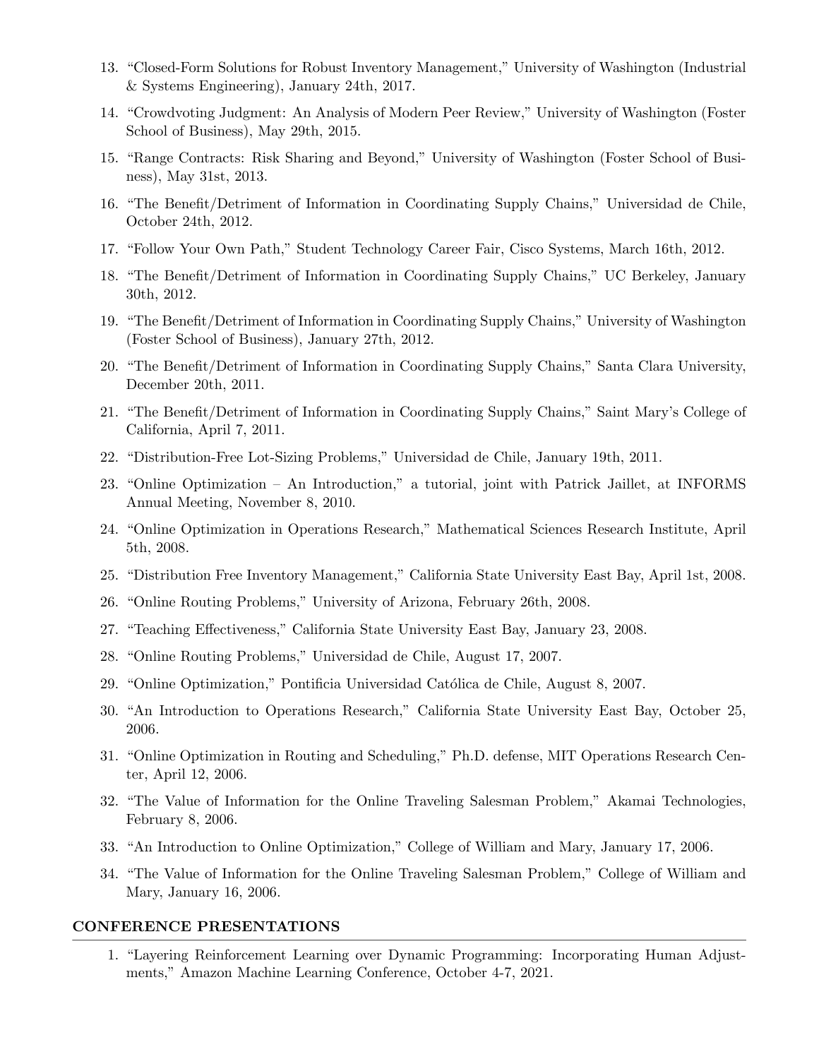13. "Closed-Form Solutions for Robust Inventory Management," University of Washington (Industrial & Systems Engineering), January 24th, 2017.
14. "Crowdvoting Judgment: An Analysis of Modern Peer Review," University of Washington (Foster School of Business), May 29th, 2015.
15. "Range Contracts: Risk Sharing and Beyond," University of Washington (Foster School of Business), May 31st, 2013.
16. "The Benefit/Detriment of Information in Coordinating Supply Chains," Universidad de Chile, October 24th, 2012.
17. "Follow Your Own Path," Student Technology Career Fair, Cisco Systems, March 16th, 2012.
18. "The Benefit/Detriment of Information in Coordinating Supply Chains," UC Berkeley, January 30th, 2012.
19. "The Benefit/Detriment of Information in Coordinating Supply Chains," University of Washington (Foster School of Business), January 27th, 2012.
20. "The Benefit/Detriment of Information in Coordinating Supply Chains," Santa Clara University, December 20th, 2011.
21. "The Benefit/Detriment of Information in Coordinating Supply Chains," Saint Mary's College of California, April 7, 2011.
22. "Distribution-Free Lot-Sizing Problems," Universidad de Chile, January 19th, 2011.
23. "Online Optimization – An Introduction," a tutorial, joint with Patrick Jaillet, at INFORMS Annual Meeting, November 8, 2010.
24. "Online Optimization in Operations Research," Mathematical Sciences Research Institute, April 5th, 2008.
25. "Distribution Free Inventory Management," California State University East Bay, April 1st, 2008.
26. "Online Routing Problems," University of Arizona, February 26th, 2008.
27. "Teaching Effectiveness," California State University East Bay, January 23, 2008.
28. "Online Routing Problems," Universidad de Chile, August 17, 2007.
29. "Online Optimization," Pontificia Universidad Católica de Chile, August 8, 2007.
30. "An Introduction to Operations Research," California State University East Bay, October 25, 2006.
31. "Online Optimization in Routing and Scheduling," Ph.D. defense, MIT Operations Research Center, April 12, 2006.
32. "The Value of Information for the Online Traveling Salesman Problem," Akamai Technologies, February 8, 2006.
33. "An Introduction to Online Optimization," College of William and Mary, January 17, 2006.
34. "The Value of Information for the Online Traveling Salesman Problem," College of William and Mary, January 16, 2006.

## CONFERENCE PRESENTATIONS

1. "Layering Reinforcement Learning over Dynamic Programming: Incorporating Human Adjustments," Amazon Machine Learning Conference, October 4-7, 2021.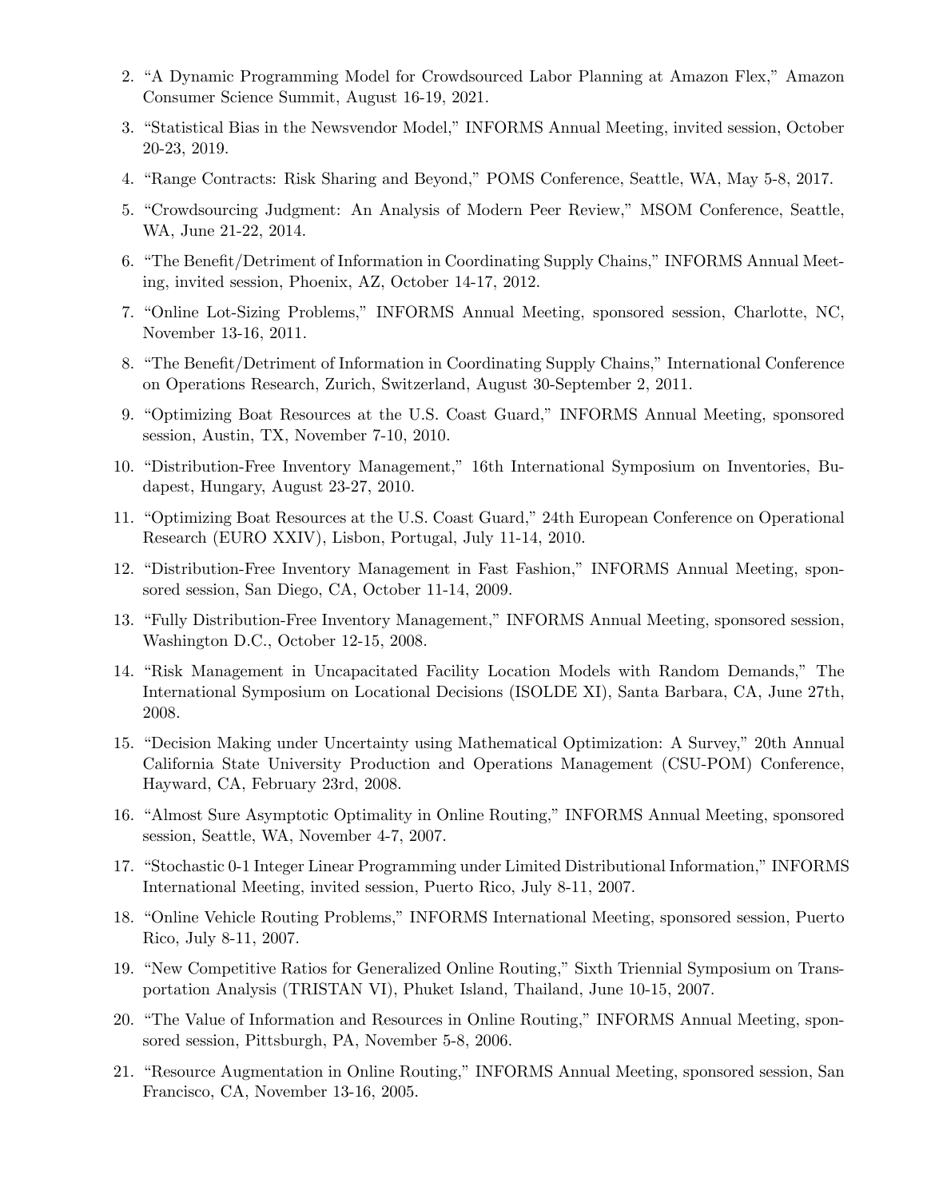2. "A Dynamic Programming Model for Crowdsourced Labor Planning at Amazon Flex," Amazon Consumer Science Summit, August 16-19, 2021.
3. "Statistical Bias in the Newsvendor Model," INFORMS Annual Meeting, invited session, October 20-23, 2019.
4. "Range Contracts: Risk Sharing and Beyond," POMS Conference, Seattle, WA, May 5-8, 2017.
5. "Crowdsourcing Judgment: An Analysis of Modern Peer Review," MSOM Conference, Seattle, WA, June 21-22, 2014.
6. "The Benefit/Detriment of Information in Coordinating Supply Chains," INFORMS Annual Meeting, invited session, Phoenix, AZ, October 14-17, 2012.
7. "Online Lot-Sizing Problems," INFORMS Annual Meeting, sponsored session, Charlotte, NC, November 13-16, 2011.
8. "The Benefit/Detriment of Information in Coordinating Supply Chains," International Conference on Operations Research, Zurich, Switzerland, August 30-September 2, 2011.
9. "Optimizing Boat Resources at the U.S. Coast Guard," INFORMS Annual Meeting, sponsored session, Austin, TX, November 7-10, 2010.
10. "Distribution-Free Inventory Management," 16th International Symposium on Inventories, Budapest, Hungary, August 23-27, 2010.
11. "Optimizing Boat Resources at the U.S. Coast Guard," 24th European Conference on Operational Research (EURO XXIV), Lisbon, Portugal, July 11-14, 2010.
12. "Distribution-Free Inventory Management in Fast Fashion," INFORMS Annual Meeting, sponsored session, San Diego, CA, October 11-14, 2009.
13. "Fully Distribution-Free Inventory Management," INFORMS Annual Meeting, sponsored session, Washington D.C., October 12-15, 2008.
14. "Risk Management in Uncapacitated Facility Location Models with Random Demands," The International Symposium on Locational Decisions (ISOLDE XI), Santa Barbara, CA, June 27th, 2008.
15. "Decision Making under Uncertainty using Mathematical Optimization: A Survey," 20th Annual California State University Production and Operations Management (CSU-POM) Conference, Hayward, CA, February 23rd, 2008.
16. "Almost Sure Asymptotic Optimality in Online Routing," INFORMS Annual Meeting, sponsored session, Seattle, WA, November 4-7, 2007.
17. "Stochastic 0-1 Integer Linear Programming under Limited Distributional Information," INFORMS International Meeting, invited session, Puerto Rico, July 8-11, 2007.
18. "Online Vehicle Routing Problems," INFORMS International Meeting, sponsored session, Puerto Rico, July 8-11, 2007.
19. "New Competitive Ratios for Generalized Online Routing," Sixth Triennial Symposium on Transportation Analysis (TRISTAN VI), Phuket Island, Thailand, June 10-15, 2007.
20. "The Value of Information and Resources in Online Routing," INFORMS Annual Meeting, sponsored session, Pittsburgh, PA, November 5-8, 2006.
21. "Resource Augmentation in Online Routing," INFORMS Annual Meeting, sponsored session, San Francisco, CA, November 13-16, 2005.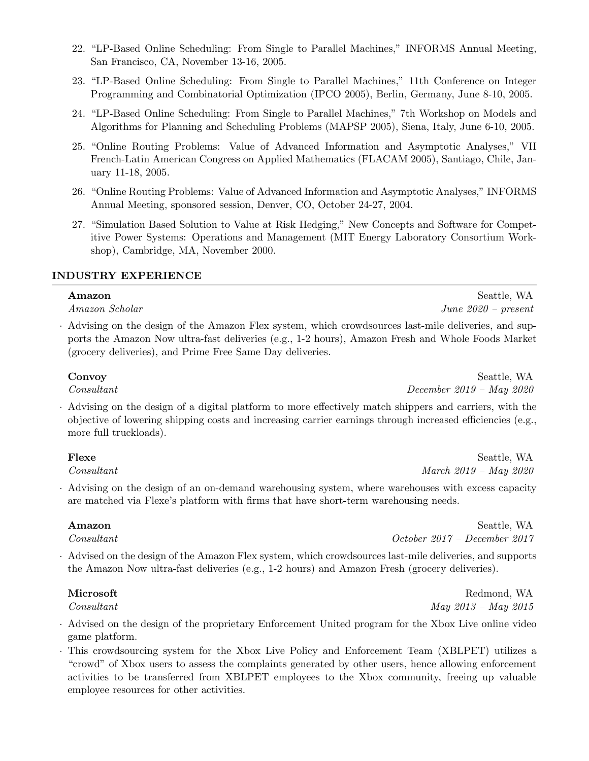22. "LP-Based Online Scheduling: From Single to Parallel Machines," INFORMS Annual Meeting, San Francisco, CA, November 13-16, 2005.
23. "LP-Based Online Scheduling: From Single to Parallel Machines," 11th Conference on Integer Programming and Combinatorial Optimization (IPCO 2005), Berlin, Germany, June 8-10, 2005.
24. "LP-Based Online Scheduling: From Single to Parallel Machines," 7th Workshop on Models and Algorithms for Planning and Scheduling Problems (MAPSP 2005), Siena, Italy, June 6-10, 2005.
25. "Online Routing Problems: Value of Advanced Information and Asymptotic Analyses," VII French-Latin American Congress on Applied Mathematics (FLACAM 2005), Santiago, Chile, January 11-18, 2005.
26. "Online Routing Problems: Value of Advanced Information and Asymptotic Analyses," INFORMS Annual Meeting, sponsored session, Denver, CO, October 24-27, 2004.
27. "Simulation Based Solution to Value at Risk Hedging," New Concepts and Software for Competitive Power Systems: Operations and Management (MIT Energy Laboratory Consortium Workshop), Cambridge, MA, November 2000.

## INDUSTRY EXPERIENCE

**Amazon** — Seattle, WA
*Amazon Scholar* — *June 2020 – present*

- Advising on the design of the Amazon Flex system, which crowdsources last-mile deliveries, and supports the Amazon Now ultra-fast deliveries (e.g., 1-2 hours), Amazon Fresh and Whole Foods Market (grocery deliveries), and Prime Free Same Day deliveries.

**Convoy** — Seattle, WA
*Consultant* — *December 2019 – May 2020*

- Advising on the design of a digital platform to more effectively match shippers and carriers, with the objective of lowering shipping costs and increasing carrier earnings through increased efficiencies (e.g., more full truckloads).

**Flexe** — Seattle, WA
*Consultant* — *March 2019 – May 2020*

- Advising on the design of an on-demand warehousing system, where warehouses with excess capacity are matched via Flexe's platform with firms that have short-term warehousing needs.

**Amazon** — Seattle, WA
*Consultant* — *October 2017 – December 2017*

- Advised on the design of the Amazon Flex system, which crowdsources last-mile deliveries, and supports the Amazon Now ultra-fast deliveries (e.g., 1-2 hours) and Amazon Fresh (grocery deliveries).

**Microsoft** — Redmond, WA
*Consultant* — *May 2013 – May 2015*

- Advised on the design of the proprietary Enforcement United program for the Xbox Live online video game platform.
- This crowdsourcing system for the Xbox Live Policy and Enforcement Team (XBLPET) utilizes a "crowd" of Xbox users to assess the complaints generated by other users, hence allowing enforcement activities to be transferred from XBLPET employees to the Xbox community, freeing up valuable employee resources for other activities.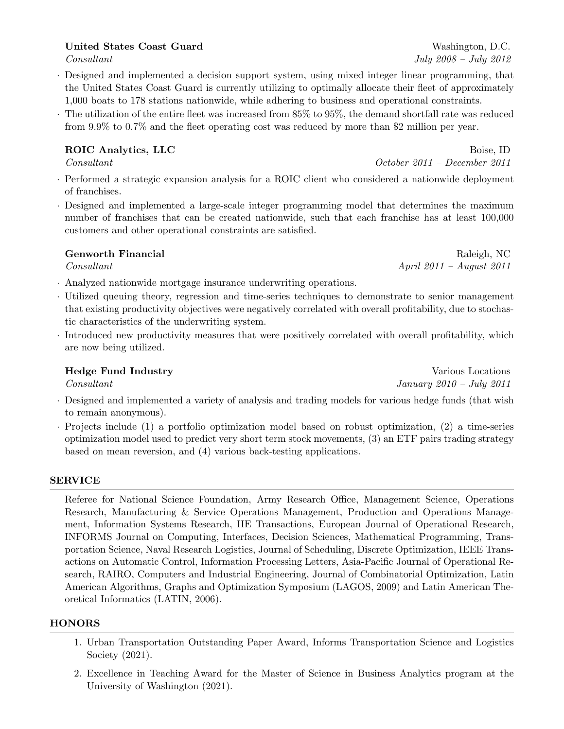**United States Coast Guard** — Washington, D.C.
*Consultant* — *July 2008 – July 2012*

- Designed and implemented a decision support system, using mixed integer linear programming, that the United States Coast Guard is currently utilizing to optimally allocate their fleet of approximately 1,000 boats to 178 stations nationwide, while adhering to business and operational constraints.
- The utilization of the entire fleet was increased from 85% to 95%, the demand shortfall rate was reduced from 9.9% to 0.7% and the fleet operating cost was reduced by more than $2 million per year.

**ROIC Analytics, LLC** — Boise, ID
*Consultant* — *October 2011 – December 2011*

- Performed a strategic expansion analysis for a ROIC client who considered a nationwide deployment of franchises.
- Designed and implemented a large-scale integer programming model that determines the maximum number of franchises that can be created nationwide, such that each franchise has at least 100,000 customers and other operational constraints are satisfied.

**Genworth Financial** — Raleigh, NC
*Consultant* — *April 2011 – August 2011*

- Analyzed nationwide mortgage insurance underwriting operations.
- Utilized queuing theory, regression and time-series techniques to demonstrate to senior management that existing productivity objectives were negatively correlated with overall profitability, due to stochastic characteristics of the underwriting system.
- Introduced new productivity measures that were positively correlated with overall profitability, which are now being utilized.

**Hedge Fund Industry** — Various Locations
*Consultant* — *January 2010 – July 2011*

- Designed and implemented a variety of analysis and trading models for various hedge funds (that wish to remain anonymous).
- Projects include (1) a portfolio optimization model based on robust optimization, (2) a time-series optimization model used to predict very short term stock movements, (3) an ETF pairs trading strategy based on mean reversion, and (4) various back-testing applications.

## SERVICE

Referee for National Science Foundation, Army Research Office, Management Science, Operations Research, Manufacturing & Service Operations Management, Production and Operations Management, Information Systems Research, IIE Transactions, European Journal of Operational Research, INFORMS Journal on Computing, Interfaces, Decision Sciences, Mathematical Programming, Transportation Science, Naval Research Logistics, Journal of Scheduling, Discrete Optimization, IEEE Transactions on Automatic Control, Information Processing Letters, Asia-Pacific Journal of Operational Research, RAIRO, Computers and Industrial Engineering, Journal of Combinatorial Optimization, Latin American Algorithms, Graphs and Optimization Symposium (LAGOS, 2009) and Latin American Theoretical Informatics (LATIN, 2006).

## HONORS

1. Urban Transportation Outstanding Paper Award, Informs Transportation Science and Logistics Society (2021).
2. Excellence in Teaching Award for the Master of Science in Business Analytics program at the University of Washington (2021).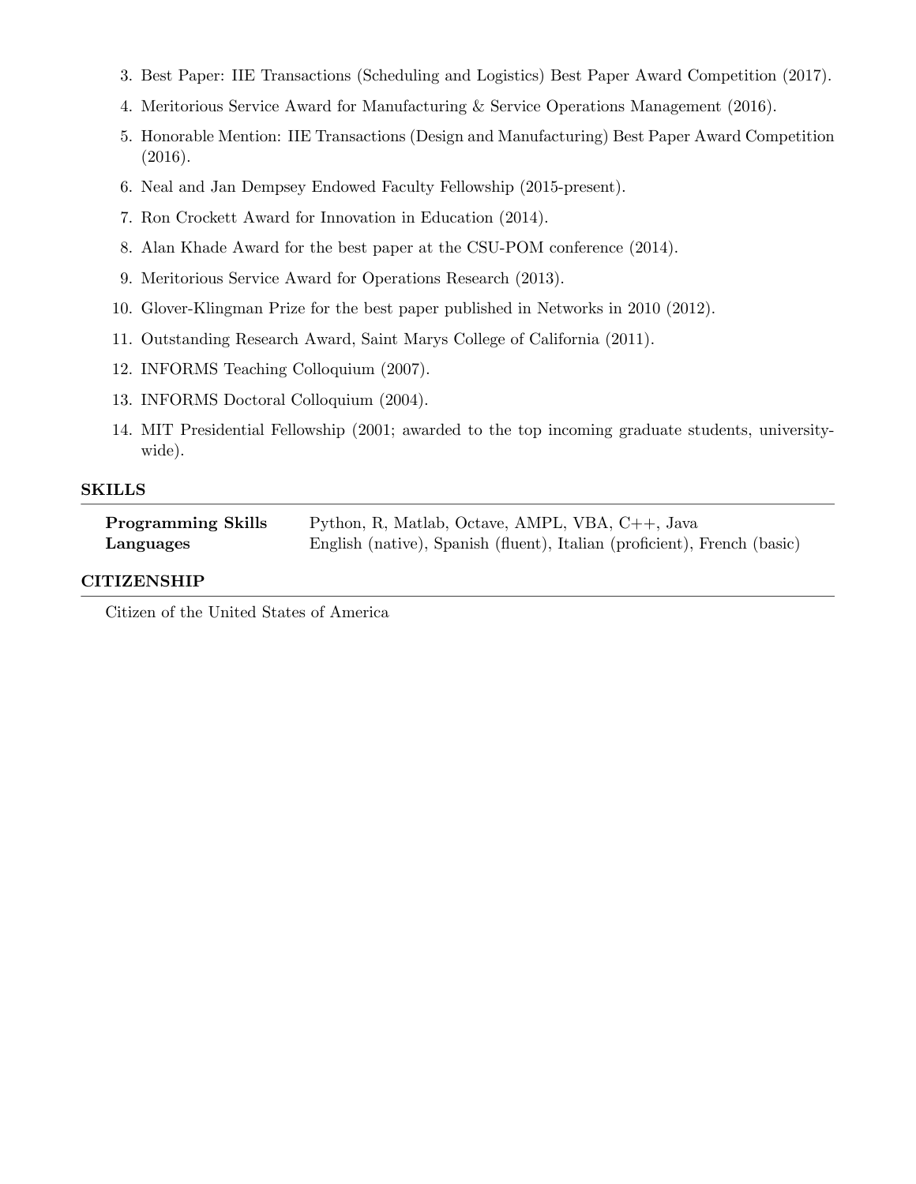3. Best Paper: IIE Transactions (Scheduling and Logistics) Best Paper Award Competition (2017).
4. Meritorious Service Award for Manufacturing & Service Operations Management (2016).
5. Honorable Mention: IIE Transactions (Design and Manufacturing) Best Paper Award Competition (2016).
6. Neal and Jan Dempsey Endowed Faculty Fellowship (2015-present).
7. Ron Crockett Award for Innovation in Education (2014).
8. Alan Khade Award for the best paper at the CSU-POM conference (2014).
9. Meritorious Service Award for Operations Research (2013).
10. Glover-Klingman Prize for the best paper published in Networks in 2010 (2012).
11. Outstanding Research Award, Saint Marys College of California (2011).
12. INFORMS Teaching Colloquium (2007).
13. INFORMS Doctoral Colloquium (2004).
14. MIT Presidential Fellowship (2001; awarded to the top incoming graduate students, university-wide).

## SKILLS

| | |
|---|---|
| **Programming Skills** | Python, R, Matlab, Octave, AMPL, VBA, C++, Java |
| **Languages** | English (native), Spanish (fluent), Italian (proficient), French (basic) |

## CITIZENSHIP

Citizen of the United States of America